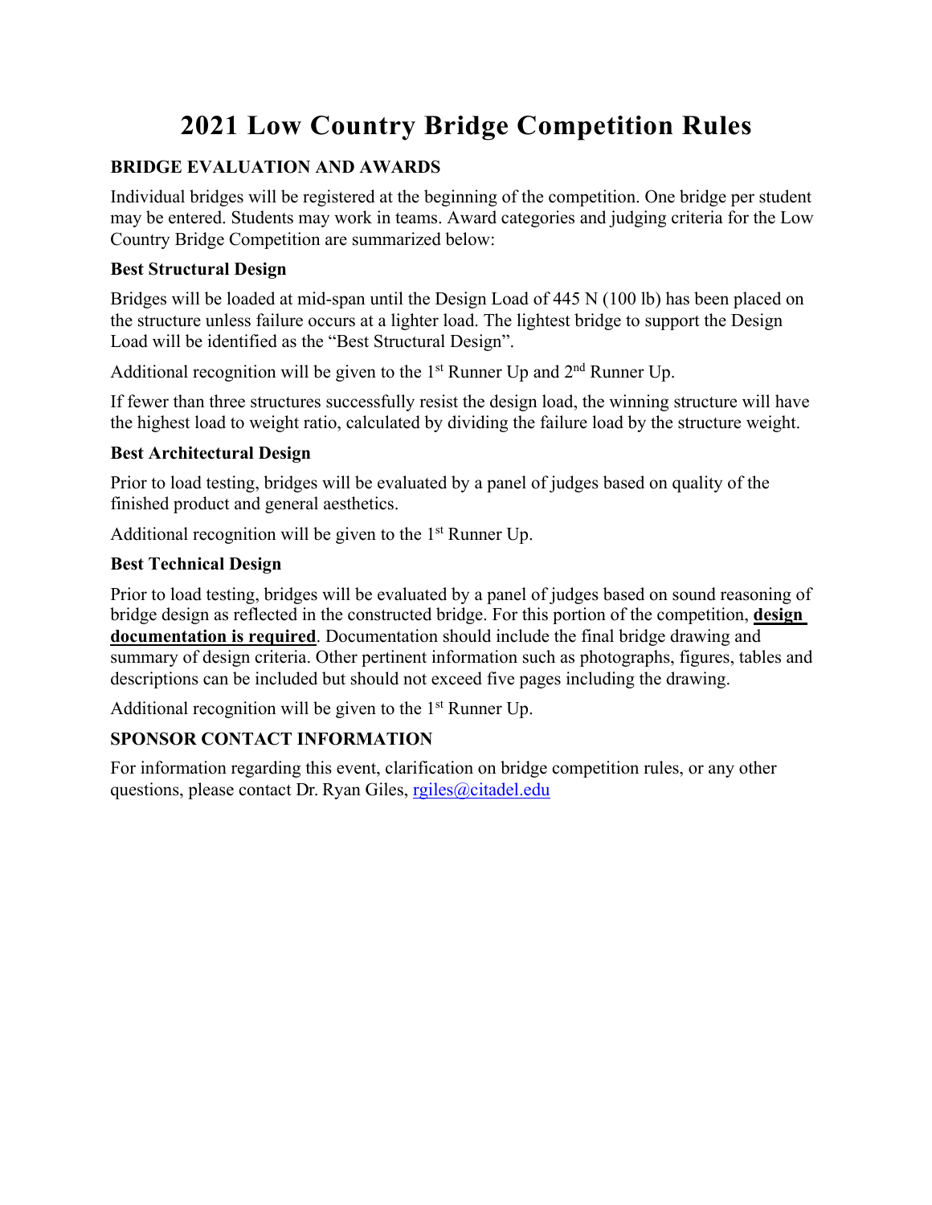# 2021 Low Country Bridge Competition Rules

## BRIDGE EVALUATION AND AWARDS

Individual bridges will be registered at the beginning of the competition. One bridge per student may be entered. Students may work in teams. Award categories and judging criteria for the Low Country Bridge Competition are summarized below:

### Best Structural Design

Bridges will be loaded at mid-span until the Design Load of 445 N (100 lb) has been placed on the structure unless failure occurs at a lighter load. The lightest bridge to support the Design Load will be identified as the "Best Structural Design".

Additional recognition will be given to the 1st Runner Up and 2nd Runner Up.

If fewer than three structures successfully resist the design load, the winning structure will have the highest load to weight ratio, calculated by dividing the failure load by the structure weight.

### Best Architectural Design

Prior to load testing, bridges will be evaluated by a panel of judges based on quality of the finished product and general aesthetics.

Additional recognition will be given to the 1st Runner Up.

### Best Technical Design

Prior to load testing, bridges will be evaluated by a panel of judges based on sound reasoning of bridge design as reflected in the constructed bridge. For this portion of the competition, **design documentation is required**. Documentation should include the final bridge drawing and summary of design criteria. Other pertinent information such as photographs, figures, tables and descriptions can be included but should not exceed five pages including the drawing.

Additional recognition will be given to the 1st Runner Up.

## SPONSOR CONTACT INFORMATION

For information regarding this event, clarification on bridge competition rules, or any other questions, please contact Dr. Ryan Giles, rgiles@citadel.edu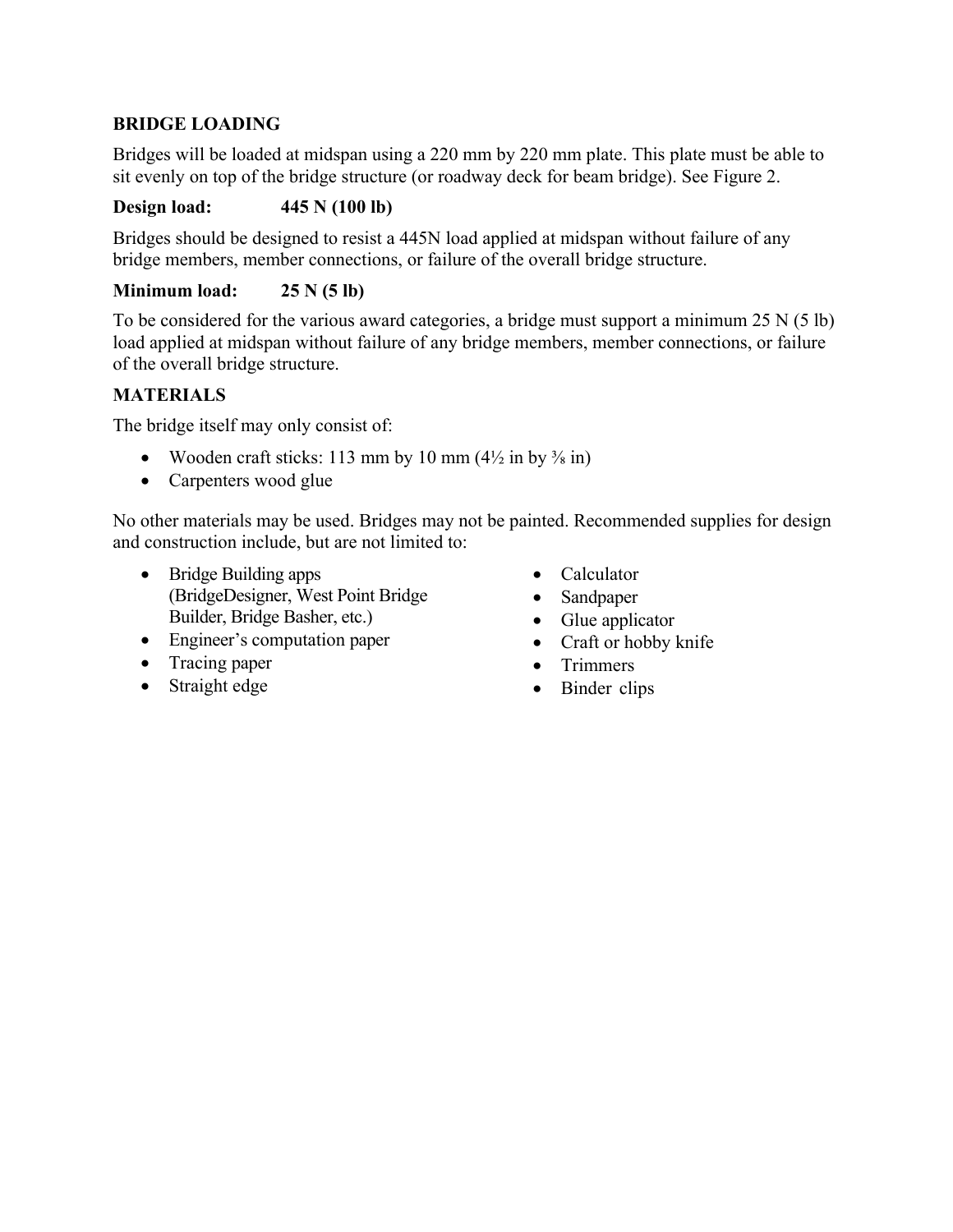## BRIDGE LOADING

Bridges will be loaded at midspan using a 220 mm by 220 mm plate. This plate must be able to sit evenly on top of the bridge structure (or roadway deck for beam bridge). See Figure 2.

**Design load:** **445 N (100 lb)**

Bridges should be designed to resist a 445N load applied at midspan without failure of any bridge members, member connections, or failure of the overall bridge structure.

**Minimum load:** **25 N (5 lb)**

To be considered for the various award categories, a bridge must support a minimum 25 N (5 lb) load applied at midspan without failure of any bridge members, member connections, or failure of the overall bridge structure.

## MATERIALS

The bridge itself may only consist of:

- Wooden craft sticks: 113 mm by 10 mm (4½ in by ⅜ in)
- Carpenters wood glue

No other materials may be used. Bridges may not be painted. Recommended supplies for design and construction include, but are not limited to:

- Bridge Building apps (BridgeDesigner, West Point Bridge Builder, Bridge Basher, etc.)
- Engineer's computation paper
- Tracing paper
- Straight edge
- Calculator
- Sandpaper
- Glue applicator
- Craft or hobby knife
- Trimmers
- Binder clips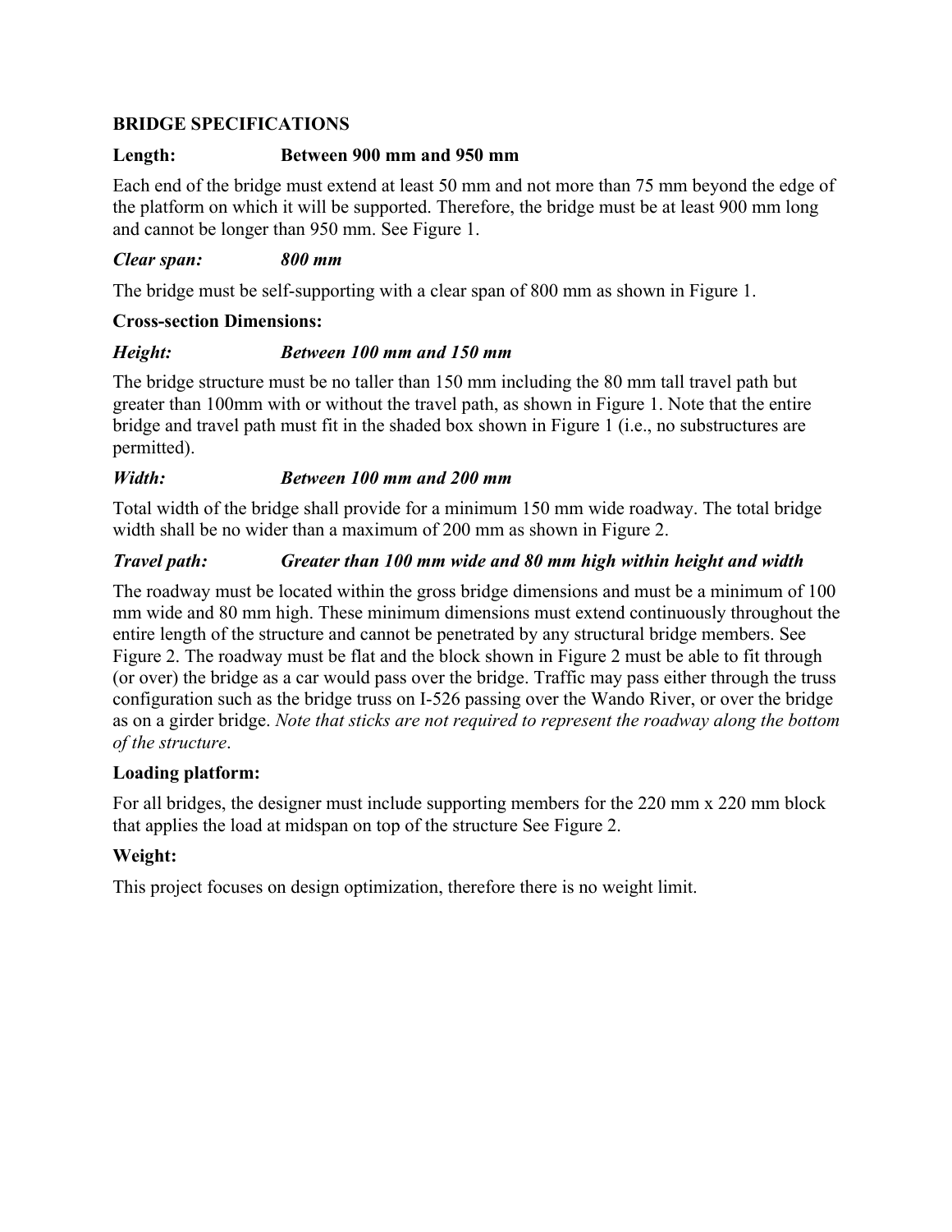**BRIDGE SPECIFICATIONS**

**Length: Between 900 mm and 950 mm**

Each end of the bridge must extend at least 50 mm and not more than 75 mm beyond the edge of the platform on which it will be supported. Therefore, the bridge must be at least 900 mm long and cannot be longer than 950 mm. See Figure 1.

***Clear span: 800 mm***

The bridge must be self-supporting with a clear span of 800 mm as shown in Figure 1.

**Cross-section Dimensions:**

***Height: Between 100 mm and 150 mm***

The bridge structure must be no taller than 150 mm including the 80 mm tall travel path but greater than 100mm with or without the travel path, as shown in Figure 1. Note that the entire bridge and travel path must fit in the shaded box shown in Figure 1 (i.e., no substructures are permitted).

***Width: Between 100 mm and 200 mm***

Total width of the bridge shall provide for a minimum 150 mm wide roadway. The total bridge width shall be no wider than a maximum of 200 mm as shown in Figure 2.

***Travel path: Greater than 100 mm wide and 80 mm high within height and width***

The roadway must be located within the gross bridge dimensions and must be a minimum of 100 mm wide and 80 mm high. These minimum dimensions must extend continuously throughout the entire length of the structure and cannot be penetrated by any structural bridge members. See Figure 2. The roadway must be flat and the block shown in Figure 2 must be able to fit through (or over) the bridge as a car would pass over the bridge. Traffic may pass either through the truss configuration such as the bridge truss on I-526 passing over the Wando River, or over the bridge as on a girder bridge. *Note that sticks are not required to represent the roadway along the bottom of the structure*.

**Loading platform:**

For all bridges, the designer must include supporting members for the 220 mm x 220 mm block that applies the load at midspan on top of the structure See Figure 2.

**Weight:**

This project focuses on design optimization, therefore there is no weight limit.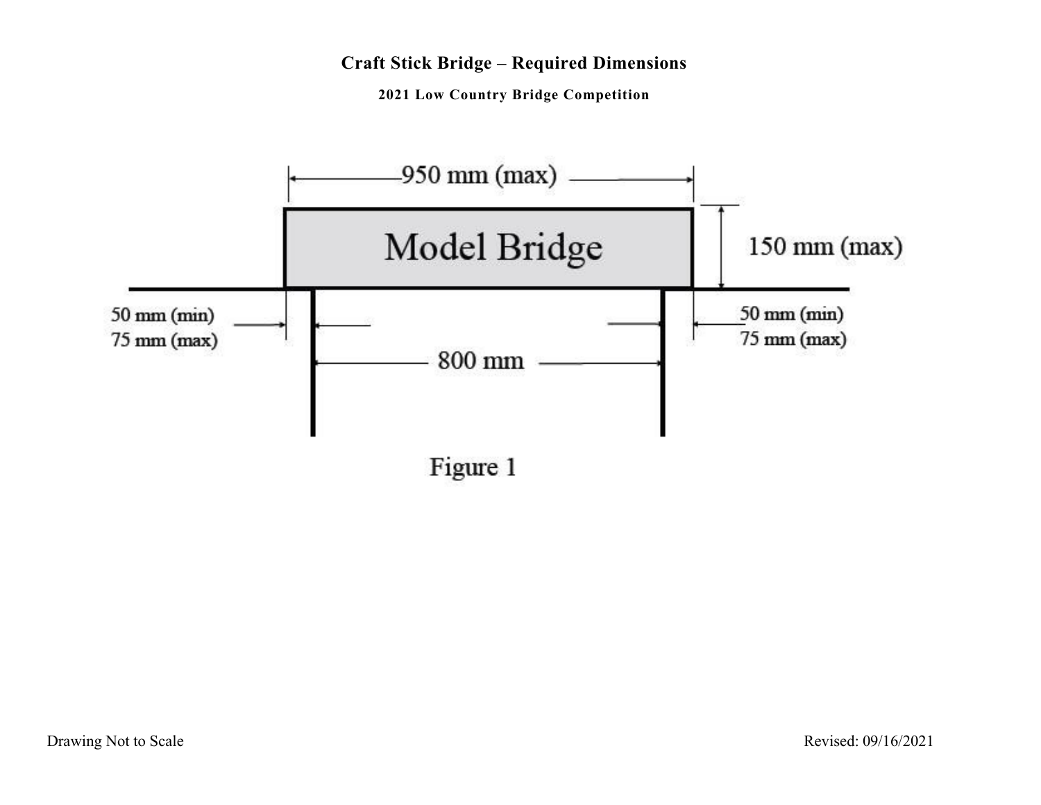# Craft Stick Bridge – Required Dimensions

**2021 Low Country Bridge Competition**

950 mm (max)

Model Bridge

150 mm (max)

50 mm (min)
75 mm (max)

800 mm

50 mm (min)
75 mm (max)

Figure 1

Drawing Not to Scale

Revised: 09/16/2021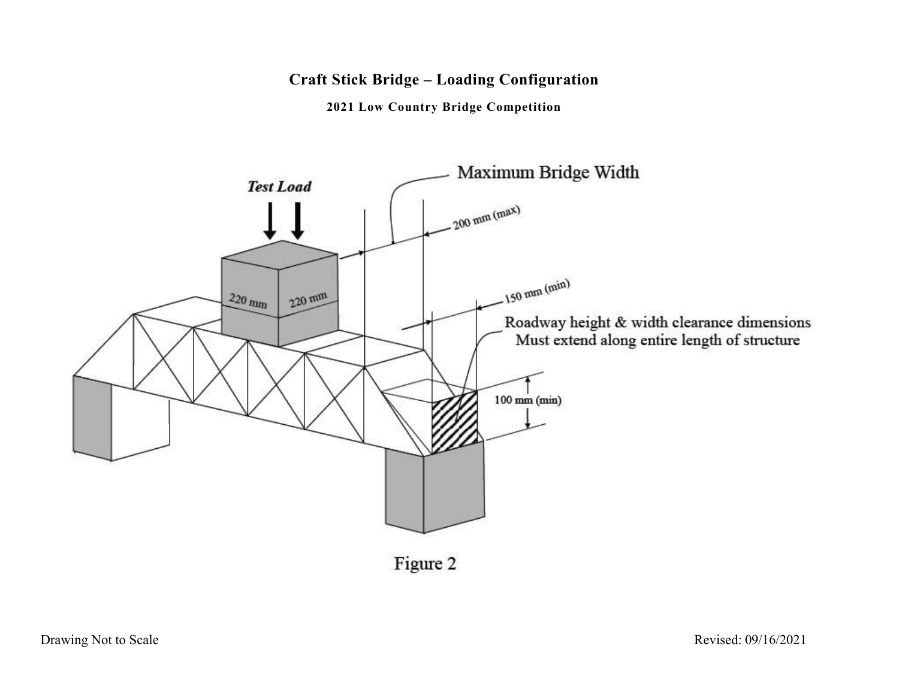# Craft Stick Bridge – Loading Configuration

**2021 Low Country Bridge Competition**

Test Load

Maximum Bridge Width

200 mm (max)

220 mm

220 mm

150 mm (min)

Roadway height & width clearance dimensions
Must extend along entire length of structure

100 mm (min)

Figure 2

Drawing Not to Scale

Revised: 09/16/2021